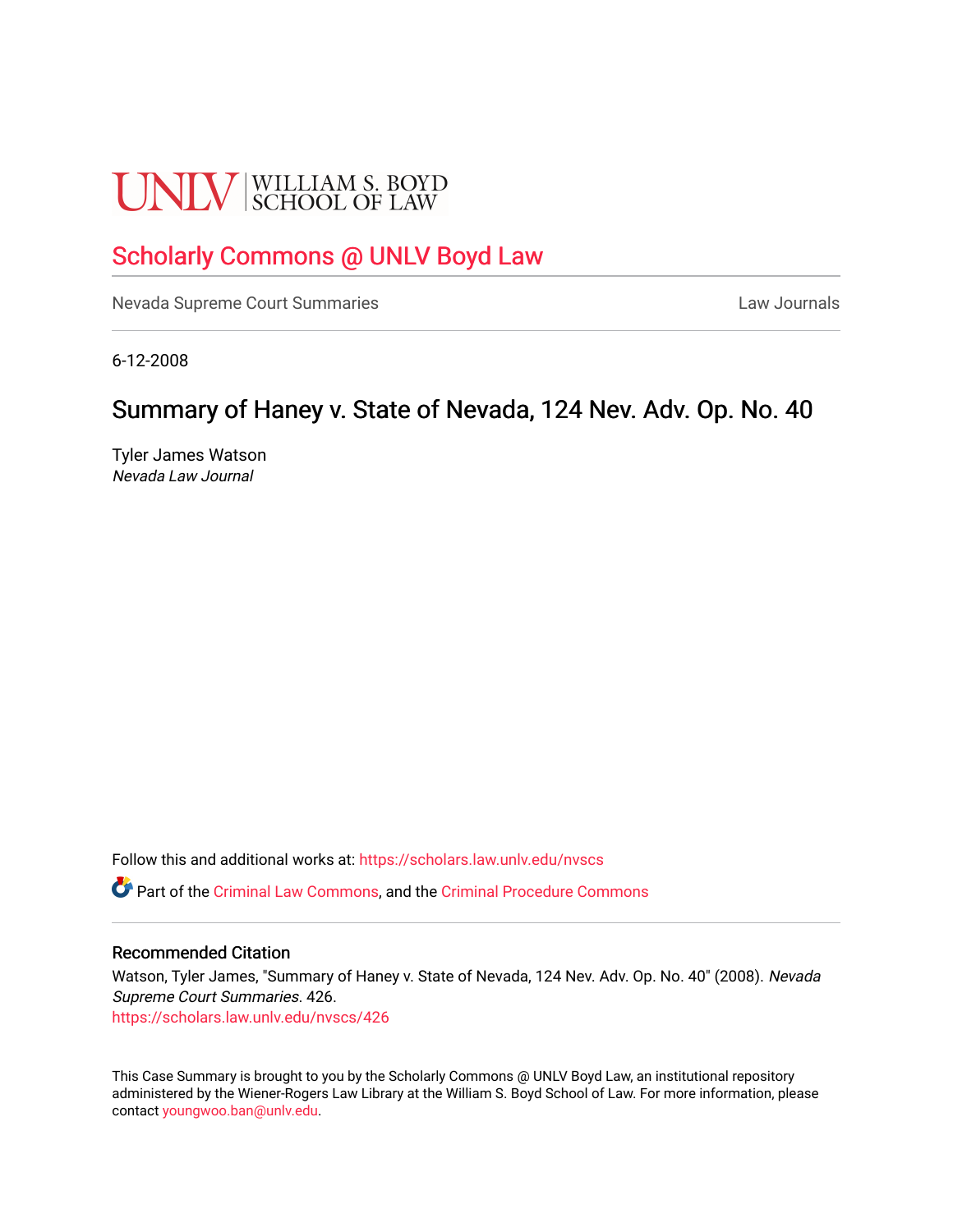UNLV | WILLIAM S. BOYD SCHOOL OF LAW

# Scholarly Commons @ UNLV Boyd Law

Nevada Supreme Court Summaries

Law Journals

6-12-2008

## Summary of Haney v. State of Nevada, 124 Nev. Adv. Op. No. 40

Tyler James Watson
*Nevada Law Journal*

Follow this and additional works at: https://scholars.law.unlv.edu/nvscs

Part of the Criminal Law Commons, and the Criminal Procedure Commons

### Recommended Citation

Watson, Tyler James, "Summary of Haney v. State of Nevada, 124 Nev. Adv. Op. No. 40" (2008). *Nevada Supreme Court Summaries*. 426.
https://scholars.law.unlv.edu/nvscs/426

This Case Summary is brought to you by the Scholarly Commons @ UNLV Boyd Law, an institutional repository administered by the Wiener-Rogers Law Library at the William S. Boyd School of Law. For more information, please contact youngwoo.ban@unlv.edu.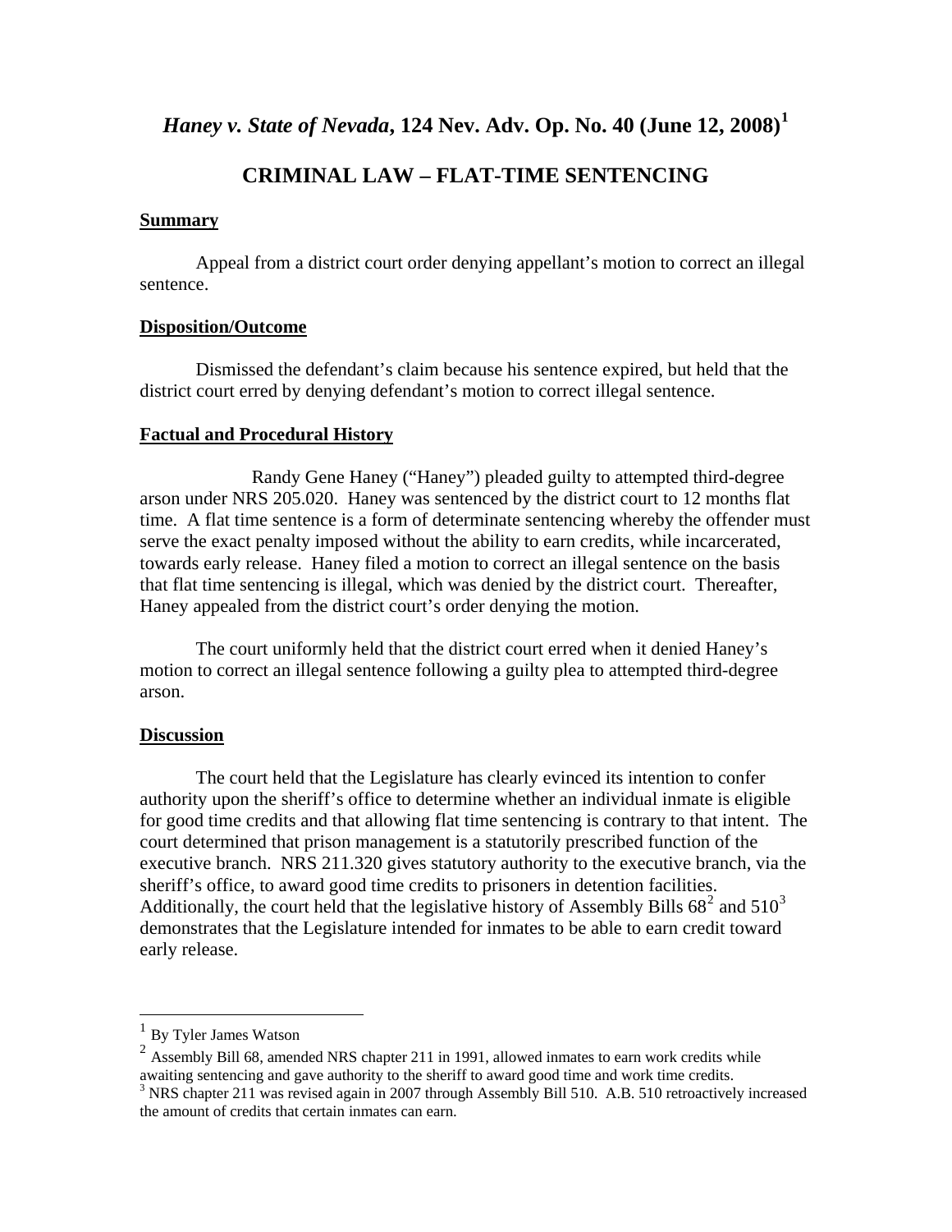# *Haney v. State of Nevada*, 124 Nev. Adv. Op. No. 40 (June 12, 2008)[1]

## CRIMINAL LAW – FLAT-TIME SENTENCING

**Summary**

Appeal from a district court order denying appellant's motion to correct an illegal sentence.

**Disposition/Outcome**

Dismissed the defendant's claim because his sentence expired, but held that the district court erred by denying defendant's motion to correct illegal sentence.

**Factual and Procedural History**

Randy Gene Haney ("Haney") pleaded guilty to attempted third-degree arson under NRS 205.020. Haney was sentenced by the district court to 12 months flat time. A flat time sentence is a form of determinate sentencing whereby the offender must serve the exact penalty imposed without the ability to earn credits, while incarcerated, towards early release. Haney filed a motion to correct an illegal sentence on the basis that flat time sentencing is illegal, which was denied by the district court. Thereafter, Haney appealed from the district court's order denying the motion.

The court uniformly held that the district court erred when it denied Haney's motion to correct an illegal sentence following a guilty plea to attempted third-degree arson.

**Discussion**

The court held that the Legislature has clearly evinced its intention to confer authority upon the sheriff's office to determine whether an individual inmate is eligible for good time credits and that allowing flat time sentencing is contrary to that intent. The court determined that prison management is a statutorily prescribed function of the executive branch. NRS 211.320 gives statutory authority to the executive branch, via the sheriff's office, to award good time credits to prisoners in detention facilities. Additionally, the court held that the legislative history of Assembly Bills 68[2] and 510[3] demonstrates that the Legislature intended for inmates to be able to earn credit toward early release.

---

[1] By Tyler James Watson

[2] Assembly Bill 68, amended NRS chapter 211 in 1991, allowed inmates to earn work credits while awaiting sentencing and gave authority to the sheriff to award good time and work time credits.

[3] NRS chapter 211 was revised again in 2007 through Assembly Bill 510. A.B. 510 retroactively increased the amount of credits that certain inmates can earn.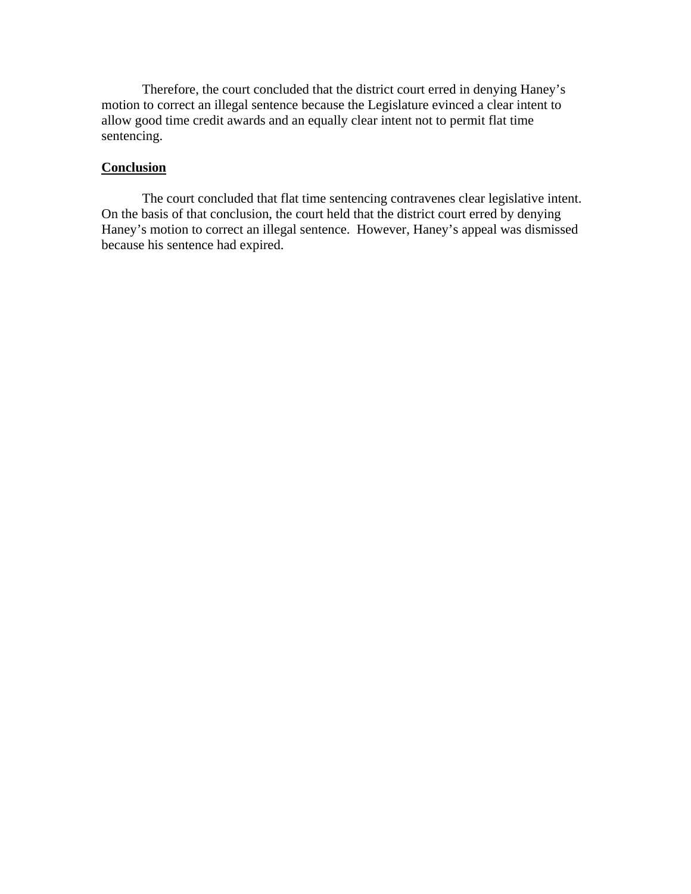Therefore, the court concluded that the district court erred in denying Haney's motion to correct an illegal sentence because the Legislature evinced a clear intent to allow good time credit awards and an equally clear intent not to permit flat time sentencing.

**Conclusion**

The court concluded that flat time sentencing contravenes clear legislative intent. On the basis of that conclusion, the court held that the district court erred by denying Haney's motion to correct an illegal sentence. However, Haney's appeal was dismissed because his sentence had expired.